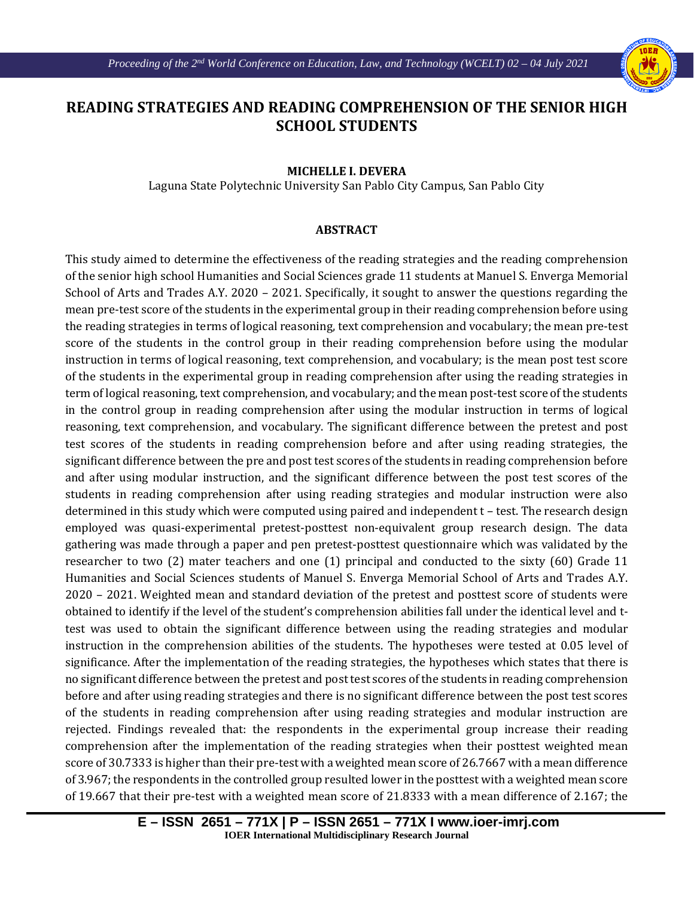# READING STRATEGIES AND READING COMPREHENSION OF THE SENIOR HIGH SCHOOL STUDENTS

**MICHELLE I. DEVERA**

Laguna State Polytechnic University San Pablo City Campus, San Pablo City

## ABSTRACT

This study aimed to determine the effectiveness of the reading strategies and the reading comprehension of the senior high school Humanities and Social Sciences grade 11 students at Manuel S. Enverga Memorial School of Arts and Trades A.Y. 2020 – 2021. Specifically, it sought to answer the questions regarding the mean pre-test score of the students in the experimental group in their reading comprehension before using the reading strategies in terms of logical reasoning, text comprehension and vocabulary; the mean pre-test score of the students in the control group in their reading comprehension before using the modular instruction in terms of logical reasoning, text comprehension, and vocabulary; is the mean post test score of the students in the experimental group in reading comprehension after using the reading strategies in term of logical reasoning, text comprehension, and vocabulary; and the mean post-test score of the students in the control group in reading comprehension after using the modular instruction in terms of logical reasoning, text comprehension, and vocabulary. The significant difference between the pretest and post test scores of the students in reading comprehension before and after using reading strategies, the significant difference between the pre and post test scores of the students in reading comprehension before and after using modular instruction, and the significant difference between the post test scores of the students in reading comprehension after using reading strategies and modular instruction were also determined in this study which were computed using paired and independent t – test. The research design employed was quasi-experimental pretest-posttest non-equivalent group research design. The data gathering was made through a paper and pen pretest-posttest questionnaire which was validated by the researcher to two (2) mater teachers and one (1) principal and conducted to the sixty (60) Grade 11 Humanities and Social Sciences students of Manuel S. Enverga Memorial School of Arts and Trades A.Y. 2020 – 2021. Weighted mean and standard deviation of the pretest and posttest score of students were obtained to identify if the level of the student's comprehension abilities fall under the identical level and t-test was used to obtain the significant difference between using the reading strategies and modular instruction in the comprehension abilities of the students. The hypotheses were tested at 0.05 level of significance. After the implementation of the reading strategies, the hypotheses which states that there is no significant difference between the pretest and post test scores of the students in reading comprehension before and after using reading strategies and there is no significant difference between the post test scores of the students in reading comprehension after using reading strategies and modular instruction are rejected. Findings revealed that: the respondents in the experimental group increase their reading comprehension after the implementation of the reading strategies when their posttest weighted mean score of 30.7333 is higher than their pre-test with a weighted mean score of 26.7667 with a mean difference of 3.967; the respondents in the controlled group resulted lower in the posttest with a weighted mean score of 19.667 that their pre-test with a weighted mean score of 21.8333 with a mean difference of 2.167; the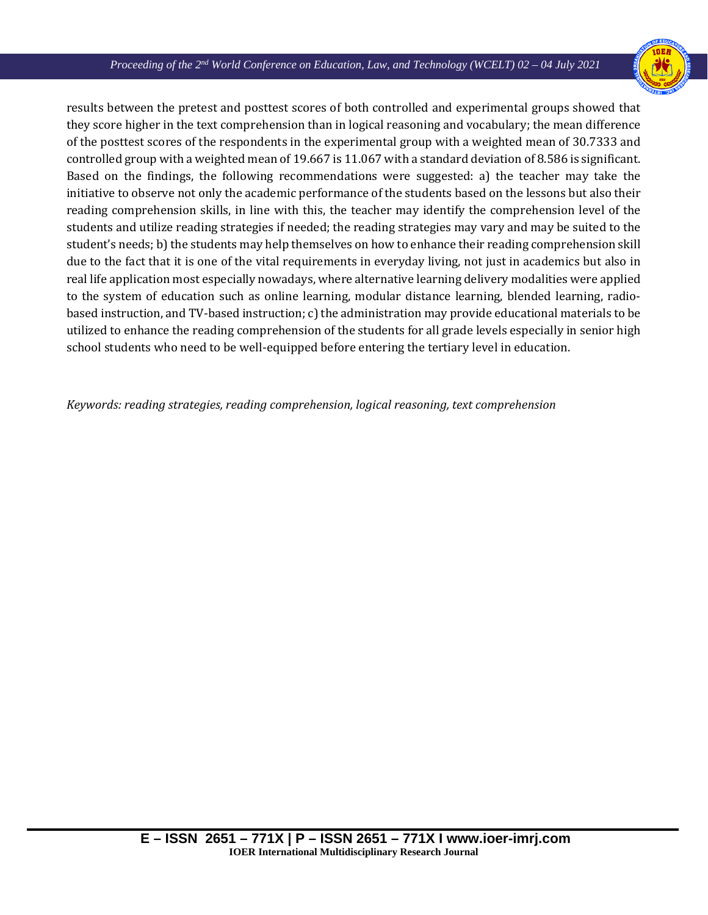results between the pretest and posttest scores of both controlled and experimental groups showed that they score higher in the text comprehension than in logical reasoning and vocabulary; the mean difference of the posttest scores of the respondents in the experimental group with a weighted mean of 30.7333 and controlled group with a weighted mean of 19.667 is 11.067 with a standard deviation of 8.586 is significant. Based on the findings, the following recommendations were suggested: a) the teacher may take the initiative to observe not only the academic performance of the students based on the lessons but also their reading comprehension skills, in line with this, the teacher may identify the comprehension level of the students and utilize reading strategies if needed; the reading strategies may vary and may be suited to the student's needs; b) the students may help themselves on how to enhance their reading comprehension skill due to the fact that it is one of the vital requirements in everyday living, not just in academics but also in real life application most especially nowadays, where alternative learning delivery modalities were applied to the system of education such as online learning, modular distance learning, blended learning, radio-based instruction, and TV-based instruction; c) the administration may provide educational materials to be utilized to enhance the reading comprehension of the students for all grade levels especially in senior high school students who need to be well-equipped before entering the tertiary level in education.

*Keywords: reading strategies, reading comprehension, logical reasoning, text comprehension*